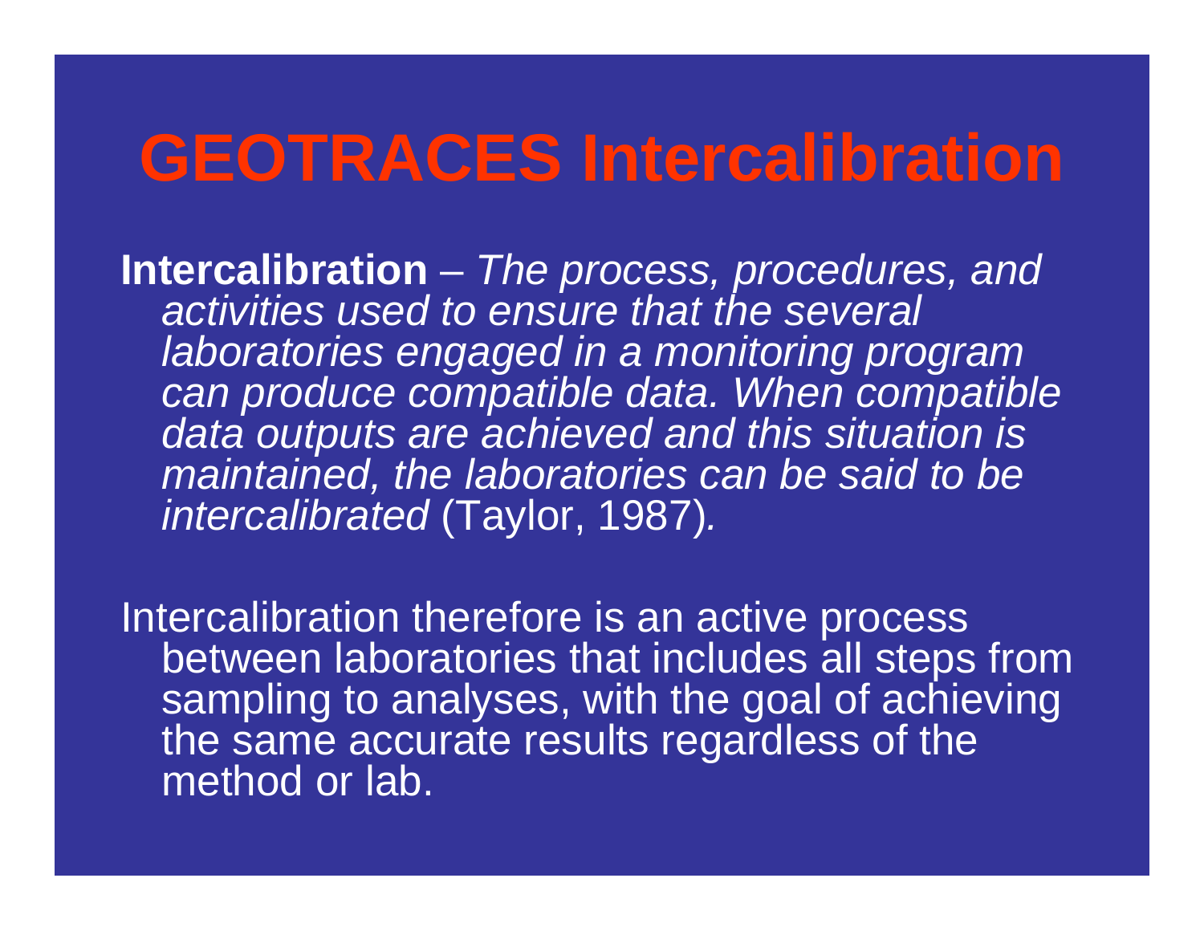# GEOTRACES Intercalibration

**Intercalibration** – *The process, procedures, and activities used to ensure that the several laboratories engaged in a monitoring program can produce compatible data. When compatible data outputs are achieved and this situation is maintained, the laboratories can be said to be intercalibrated* (Taylor, 1987)*.*

Intercalibration therefore is an active process between laboratories that includes all steps from sampling to analyses, with the goal of achieving the same accurate results regardless of the method or lab.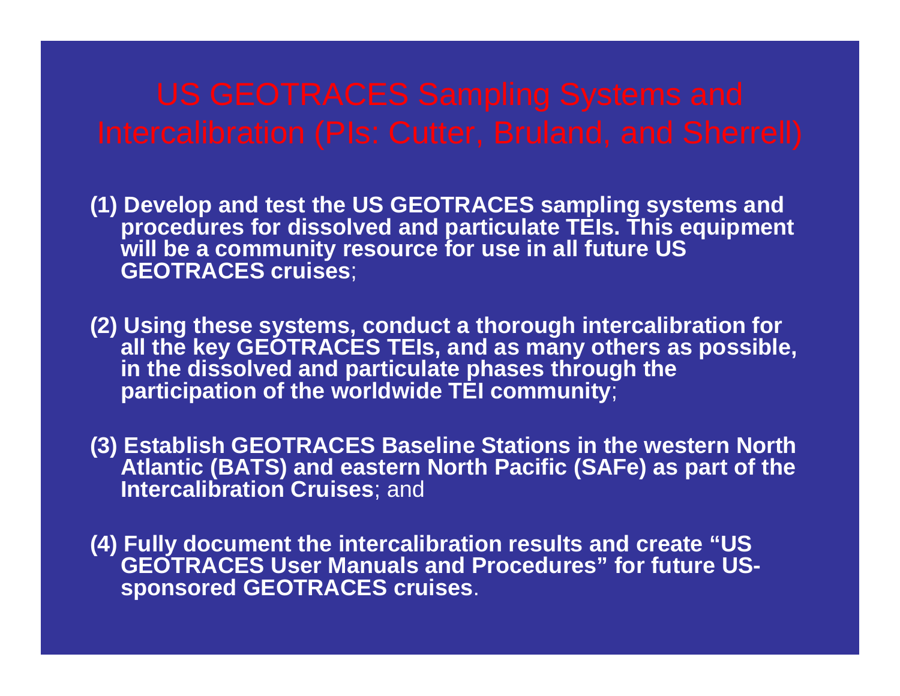# US GEOTRACES Sampling Systems and Intercalibration (PIs: Cutter, Bruland, and Sherrell)

**(1) Develop and test the US GEOTRACES sampling systems and procedures for dissolved and particulate TEIs. This equipment will be a community resource for use in all future US GEOTRACES cruises**;

**(2) Using these systems, conduct a thorough intercalibration for all the key GEOTRACES TEIs, and as many others as possible, in the dissolved and particulate phases through the participation of the worldwide TEI community**;

**(3) Establish GEOTRACES Baseline Stations in the western North Atlantic (BATS) and eastern North Pacific (SAFe) as part of the Intercalibration Cruises**; and

**(4) Fully document the intercalibration results and create "US GEOTRACES User Manuals and Procedures" for future US-sponsored GEOTRACES cruises**.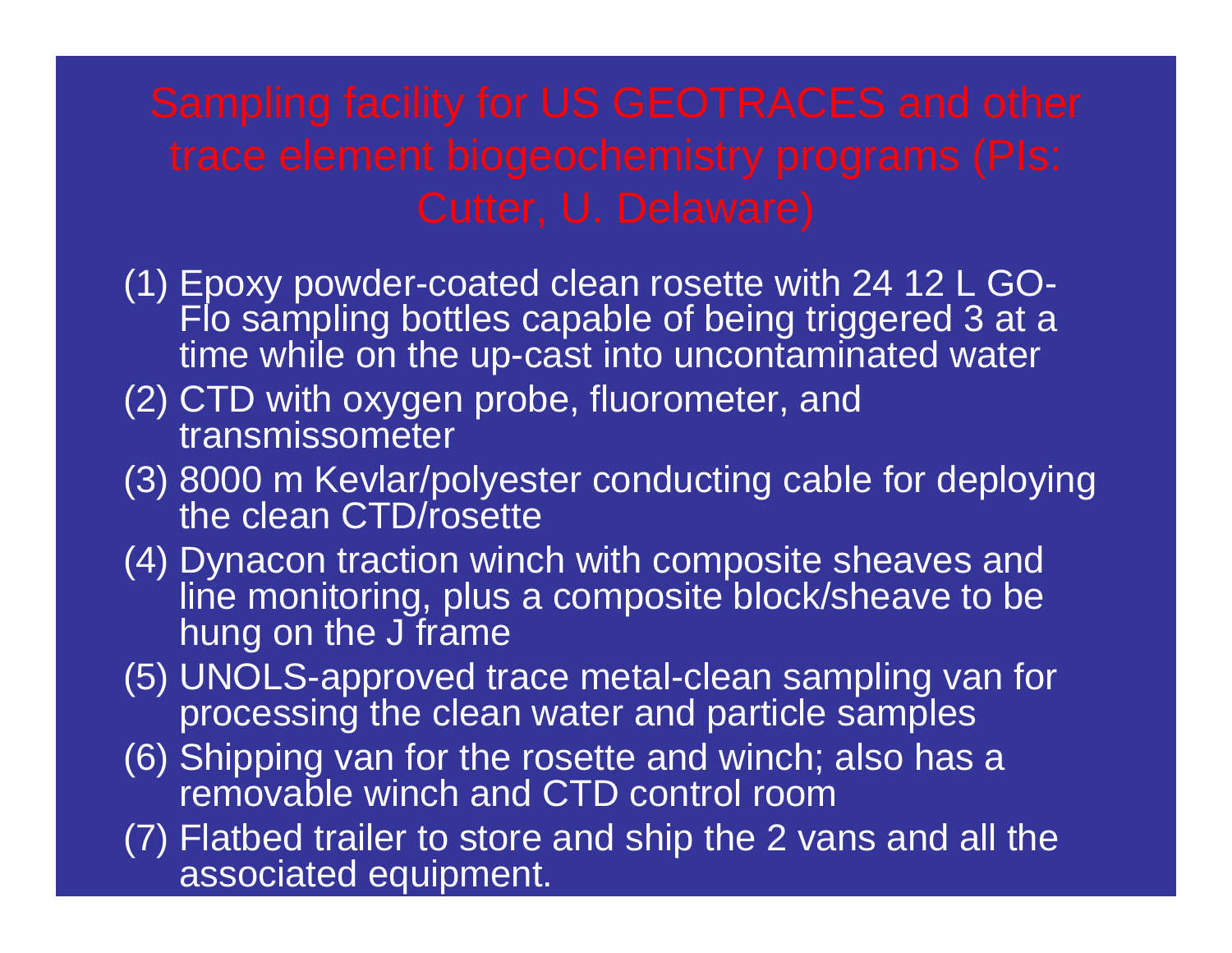# Sampling facility for US GEOTRACES and other trace element biogeochemistry programs (PIs: Cutter, U. Delaware)

(1) Epoxy powder-coated clean rosette with 24 12 L GO-Flo sampling bottles capable of being triggered 3 at a time while on the up-cast into uncontaminated water

(2) CTD with oxygen probe, fluorometer, and transmissometer

(3) 8000 m Kevlar/polyester conducting cable for deploying the clean CTD/rosette

(4) Dynacon traction winch with composite sheaves and line monitoring, plus a composite block/sheave to be hung on the J frame

(5) UNOLS-approved trace metal-clean sampling van for processing the clean water and particle samples

(6) Shipping van for the rosette and winch; also has a removable winch and CTD control room

(7) Flatbed trailer to store and ship the 2 vans and all the associated equipment.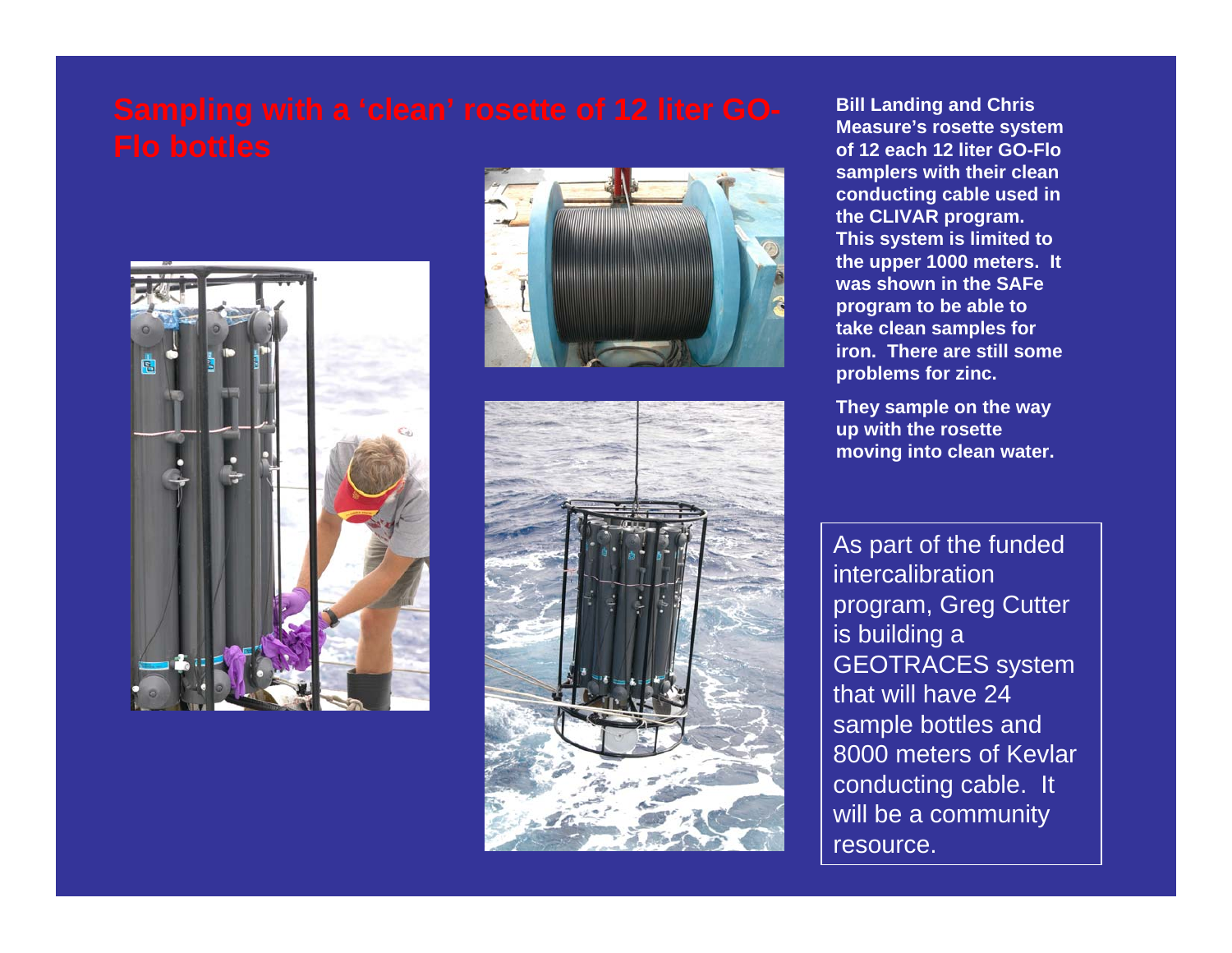# Sampling with a 'clean' rosette of 12 liter GO-Flo bottles

**Bill Landing and Chris Measure's rosette system of 12 each 12 liter GO-Flo samplers with their clean conducting cable used in the CLIVAR program. This system is limited to the upper 1000 meters. It was shown in the SAFe program to be able to take clean samples for iron. There are still some problems for zinc.**

**They sample on the way up with the rosette moving into clean water.**

As part of the funded intercalibration program, Greg Cutter is building a GEOTRACES system that will have 24 sample bottles and 8000 meters of Kevlar conducting cable. It will be a community resource.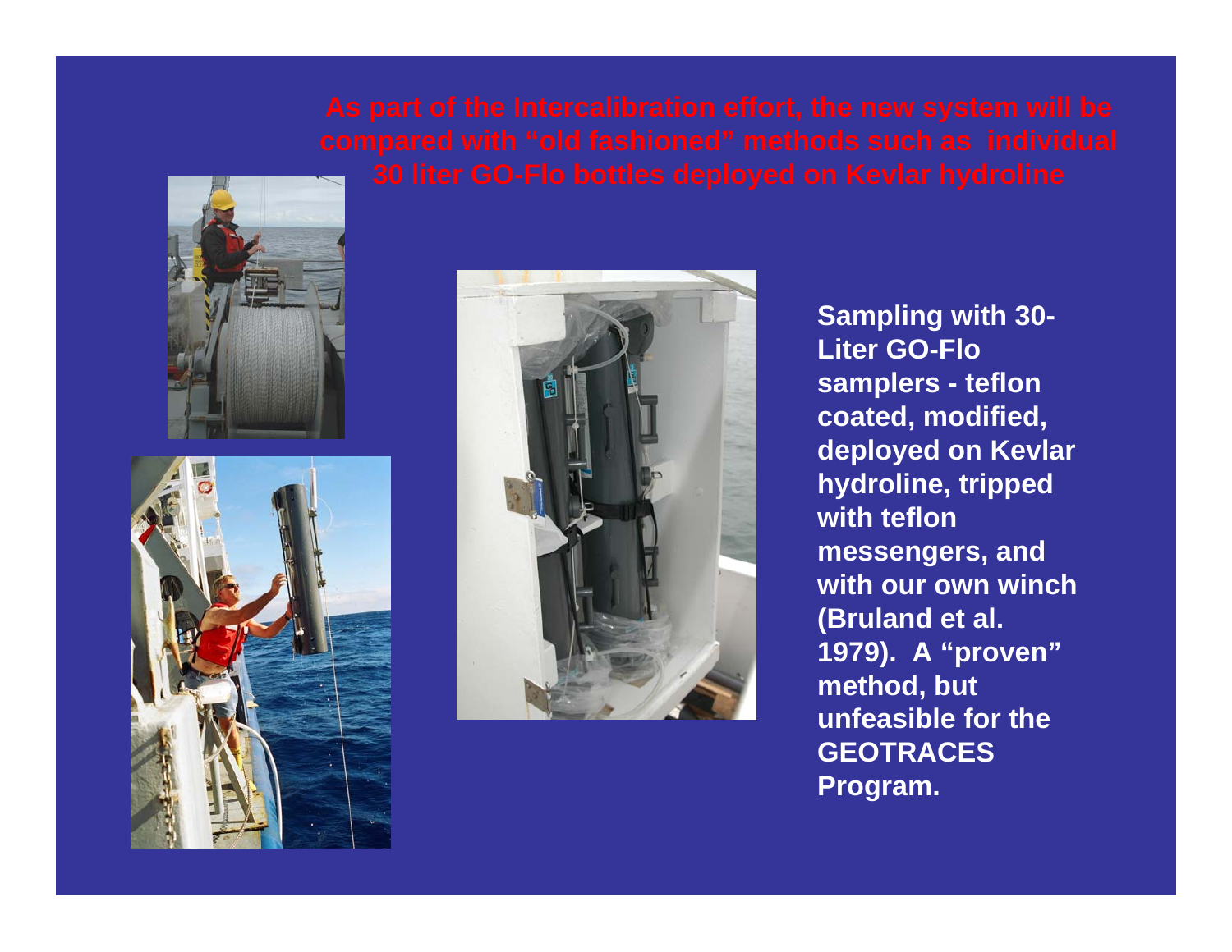## As part of the Intercalibration effort, the new system will be compared with "old fashioned" methods such as individual 30 liter GO-Flo bottles deployed on Kevlar hydroline

**Sampling with 30-Liter GO-Flo samplers - teflon coated, modified, deployed on Kevlar hydroline, tripped with teflon messengers, and with our own winch (Bruland et al. 1979). A "proven" method, but unfeasible for the GEOTRACES Program.**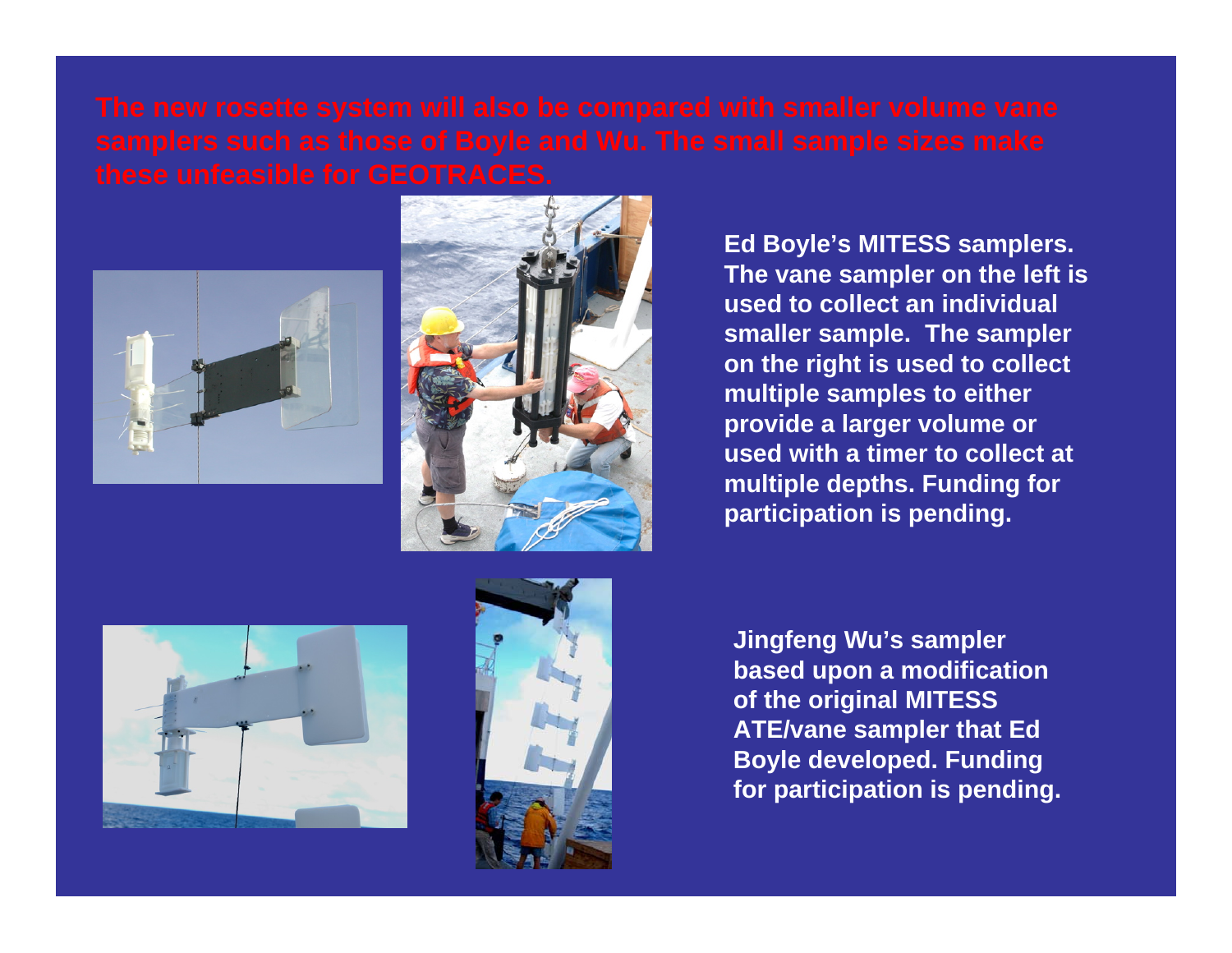The new rosette system will also be compared with smaller volume vane samplers such as those of Boyle and Wu. The small sample sizes make these unfeasible for GEOTRACES.

**Ed Boyle's MITESS samplers. The vane sampler on the left is used to collect an individual smaller sample. The sampler on the right is used to collect multiple samples to either provide a larger volume or used with a timer to collect at multiple depths. Funding for participation is pending.**

**Jingfeng Wu's sampler based upon a modification of the original MITESS ATE/vane sampler that Ed Boyle developed. Funding for participation is pending.**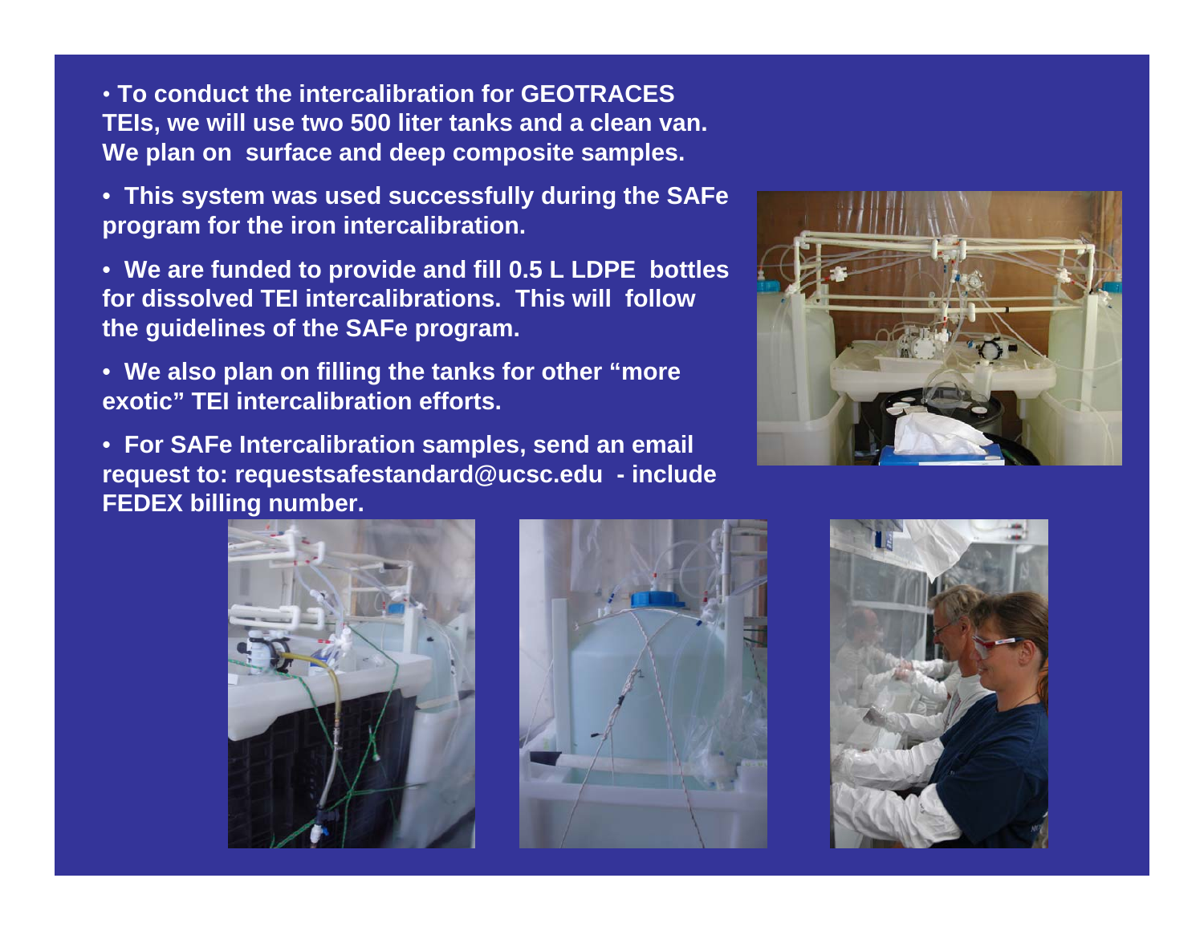- **To conduct the intercalibration for GEOTRACES TEIs, we will use two 500 liter tanks and a clean van. We plan on surface and deep composite samples.**
- **This system was used successfully during the SAFe program for the iron intercalibration.**
- **We are funded to provide and fill 0.5 L LDPE bottles for dissolved TEI intercalibrations. This will follow the guidelines of the SAFe program.**
- **We also plan on filling the tanks for other "more exotic" TEI intercalibration efforts.**
- **For SAFe Intercalibration samples, send an email request to: requestsafestandard@ucsc.edu - include FEDEX billing number.**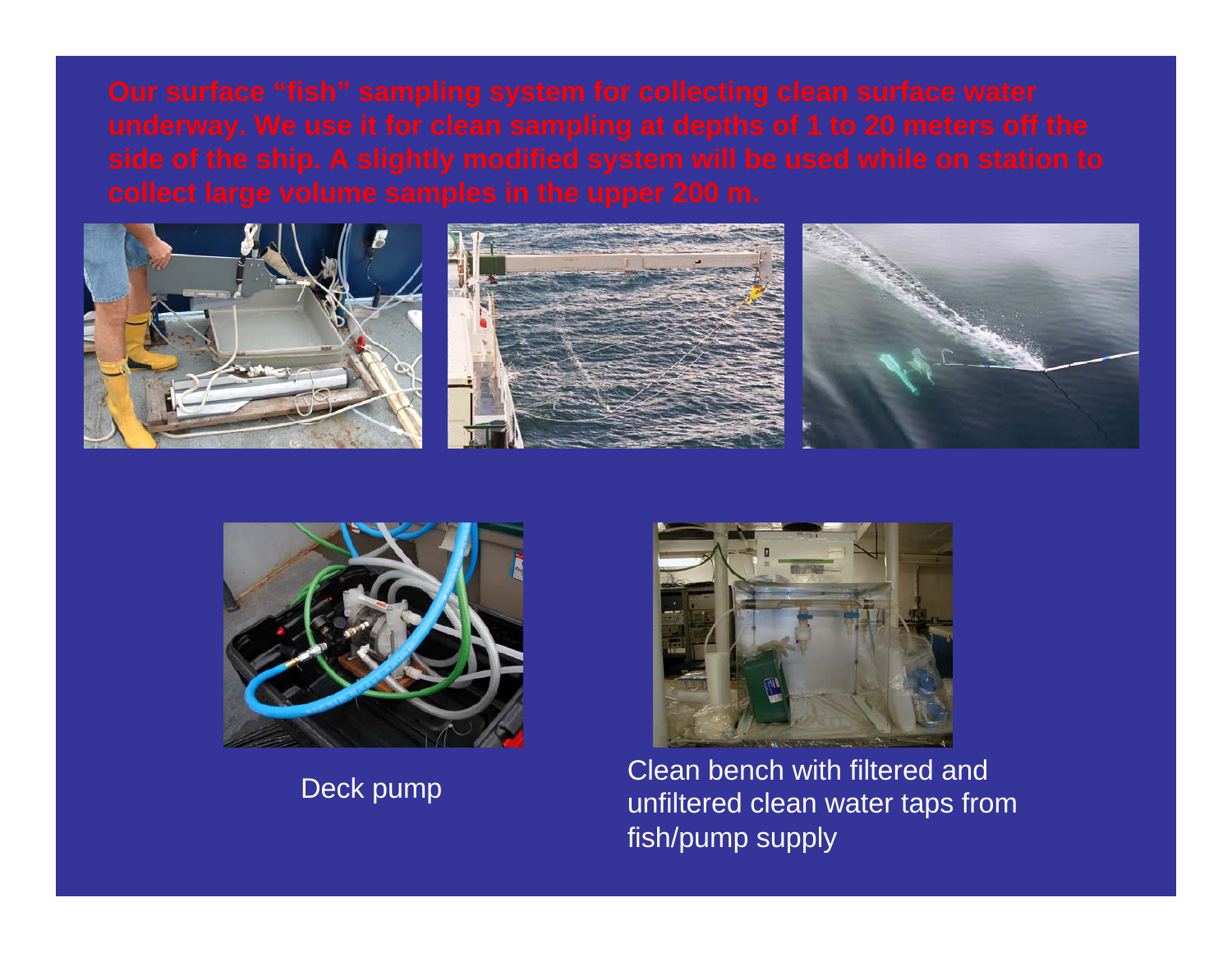Our surface "fish" sampling system for collecting clean surface water underway. We use it for clean sampling at depths of 1 to 20 meters off the side of the ship. A slightly modified system will be used while on station to collect large volume samples in the upper 200 m.

Deck pump

Clean bench with filtered and unfiltered clean water taps from fish/pump supply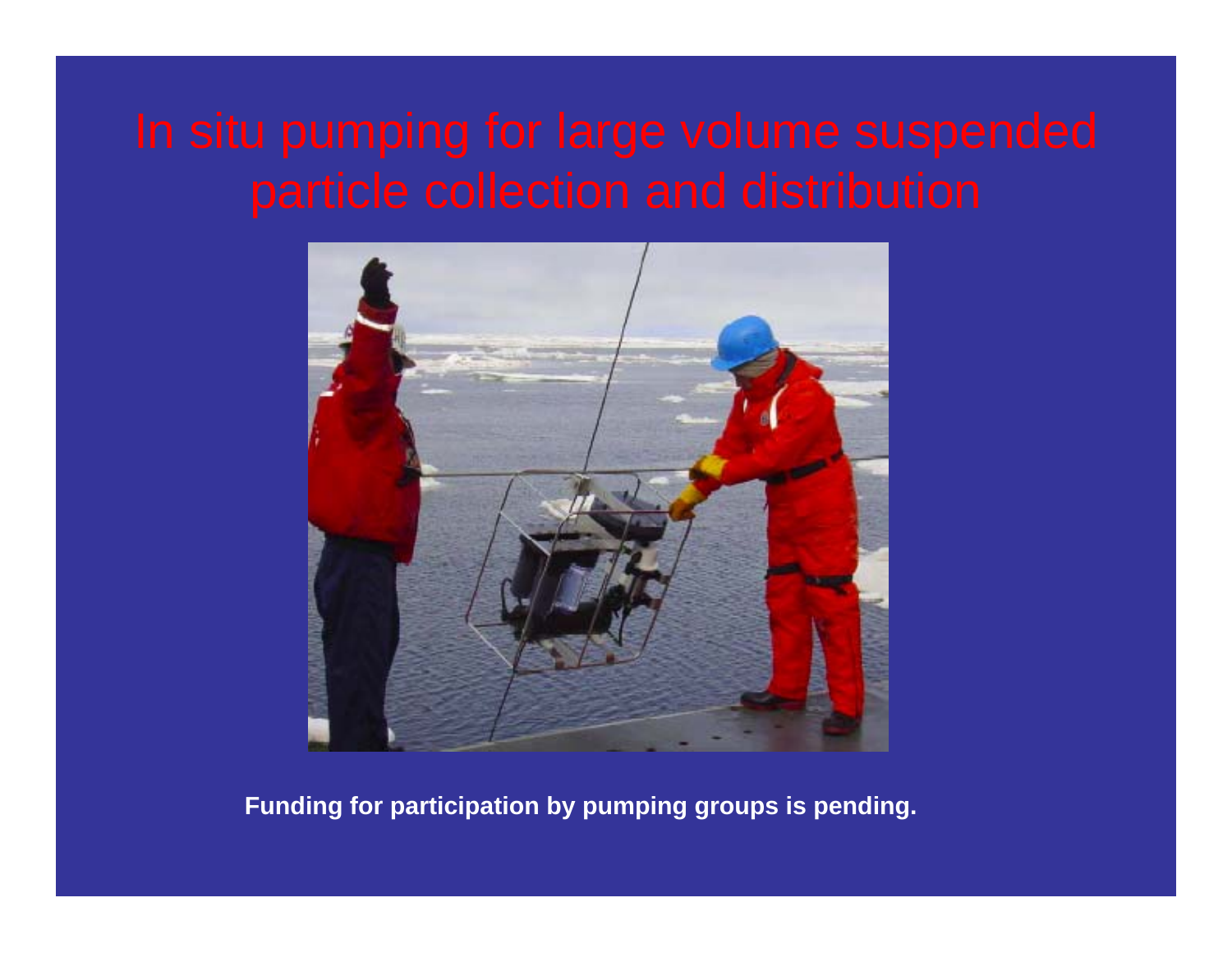# In situ pumping for large volume suspended particle collection and distribution

**Funding for participation by pumping groups is pending.**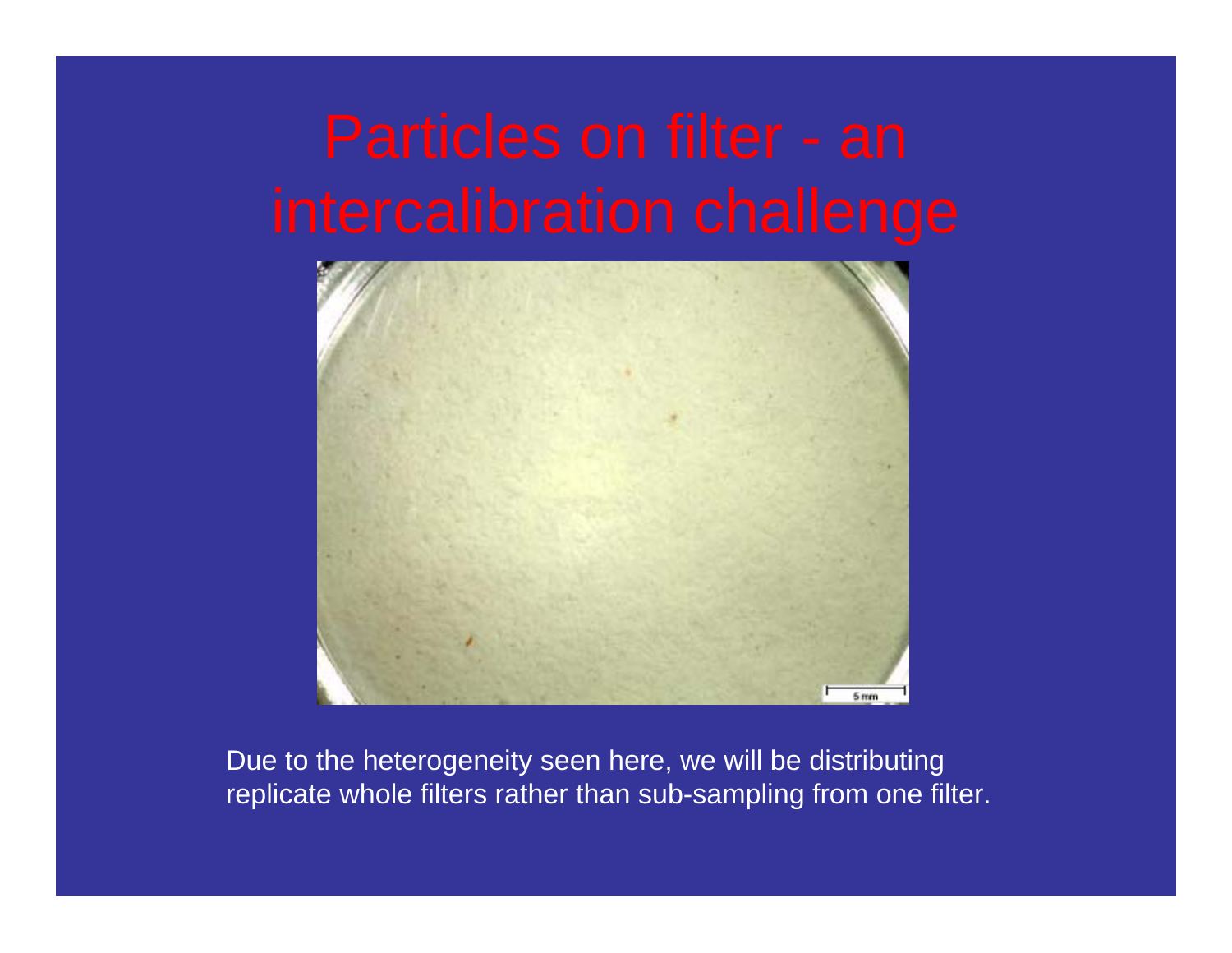# Particles on filter - an intercalibration challenge

Due to the heterogeneity seen here, we will be distributing replicate whole filters rather than sub-sampling from one filter.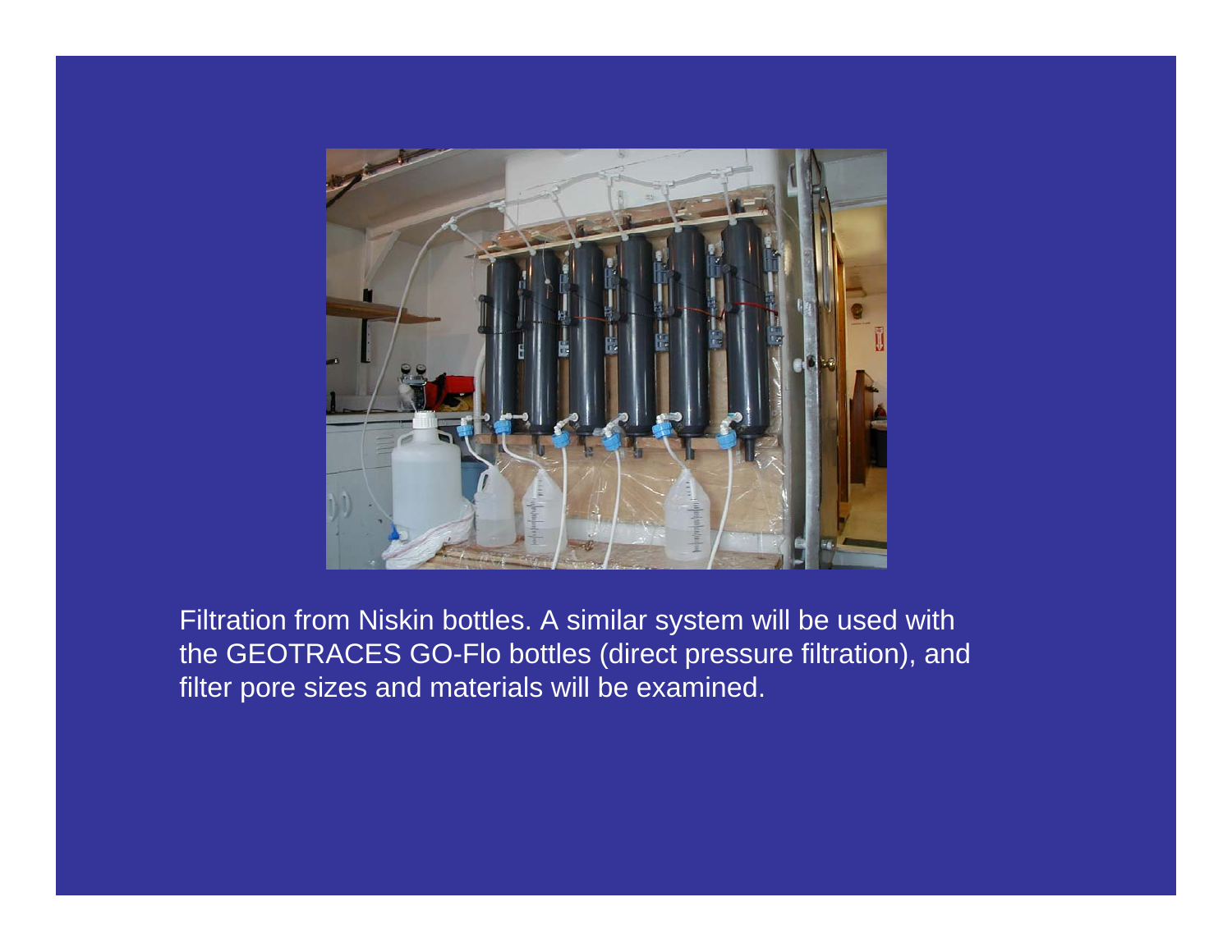Filtration from Niskin bottles. A similar system will be used with the GEOTRACES GO-Flo bottles (direct pressure filtration), and filter pore sizes and materials will be examined.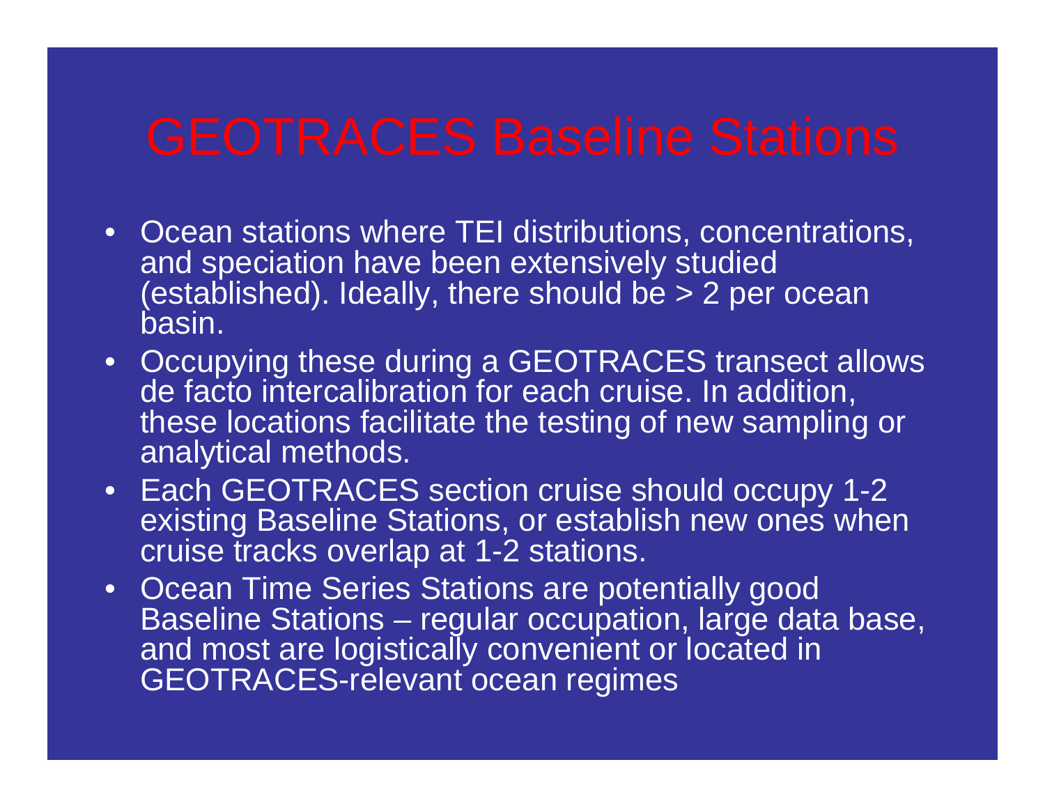# GEOTRACES Baseline Stations

- Ocean stations where TEI distributions, concentrations, and speciation have been extensively studied (established). Ideally, there should be > 2 per ocean basin.
- Occupying these during a GEOTRACES transect allows de facto intercalibration for each cruise. In addition, these locations facilitate the testing of new sampling or analytical methods.
- Each GEOTRACES section cruise should occupy 1-2 existing Baseline Stations, or establish new ones when cruise tracks overlap at 1-2 stations.
- Ocean Time Series Stations are potentially good Baseline Stations – regular occupation, large data base, and most are logistically convenient or located in GEOTRACES-relevant ocean regimes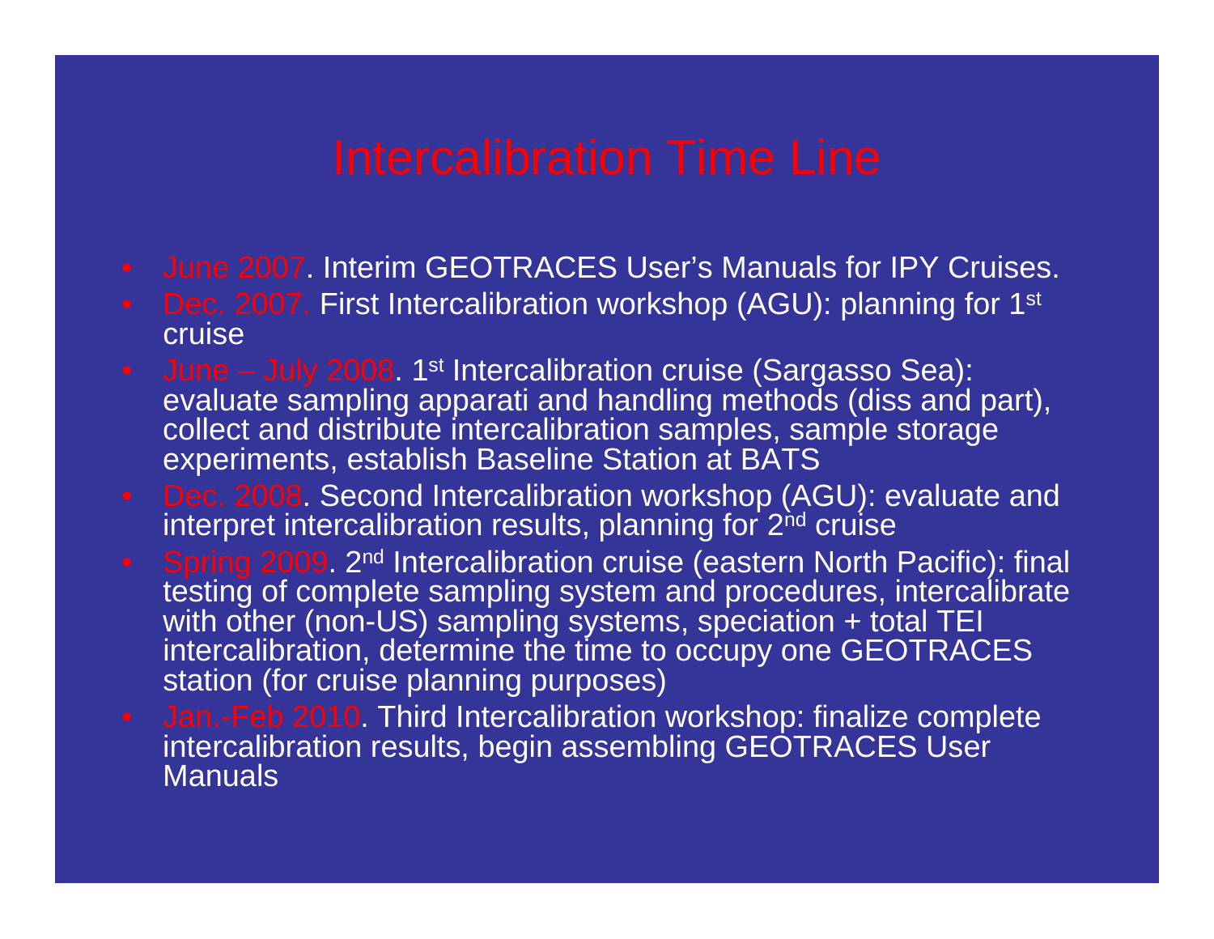# Intercalibration Time Line

- June 2007. Interim GEOTRACES User's Manuals for IPY Cruises.
- Dec. 2007. First Intercalibration workshop (AGU): planning for 1st cruise
- June – July 2008. 1st Intercalibration cruise (Sargasso Sea): evaluate sampling apparati and handling methods (diss and part), collect and distribute intercalibration samples, sample storage experiments, establish Baseline Station at BATS
- Dec. 2008. Second Intercalibration workshop (AGU): evaluate and interpret intercalibration results, planning for 2nd cruise
- Spring 2009. 2nd Intercalibration cruise (eastern North Pacific): final testing of complete sampling system and procedures, intercalibrate with other (non-US) sampling systems, speciation + total TEI intercalibration, determine the time to occupy one GEOTRACES station (for cruise planning purposes)
- Jan.-Feb 2010. Third Intercalibration workshop: finalize complete intercalibration results, begin assembling GEOTRACES User Manuals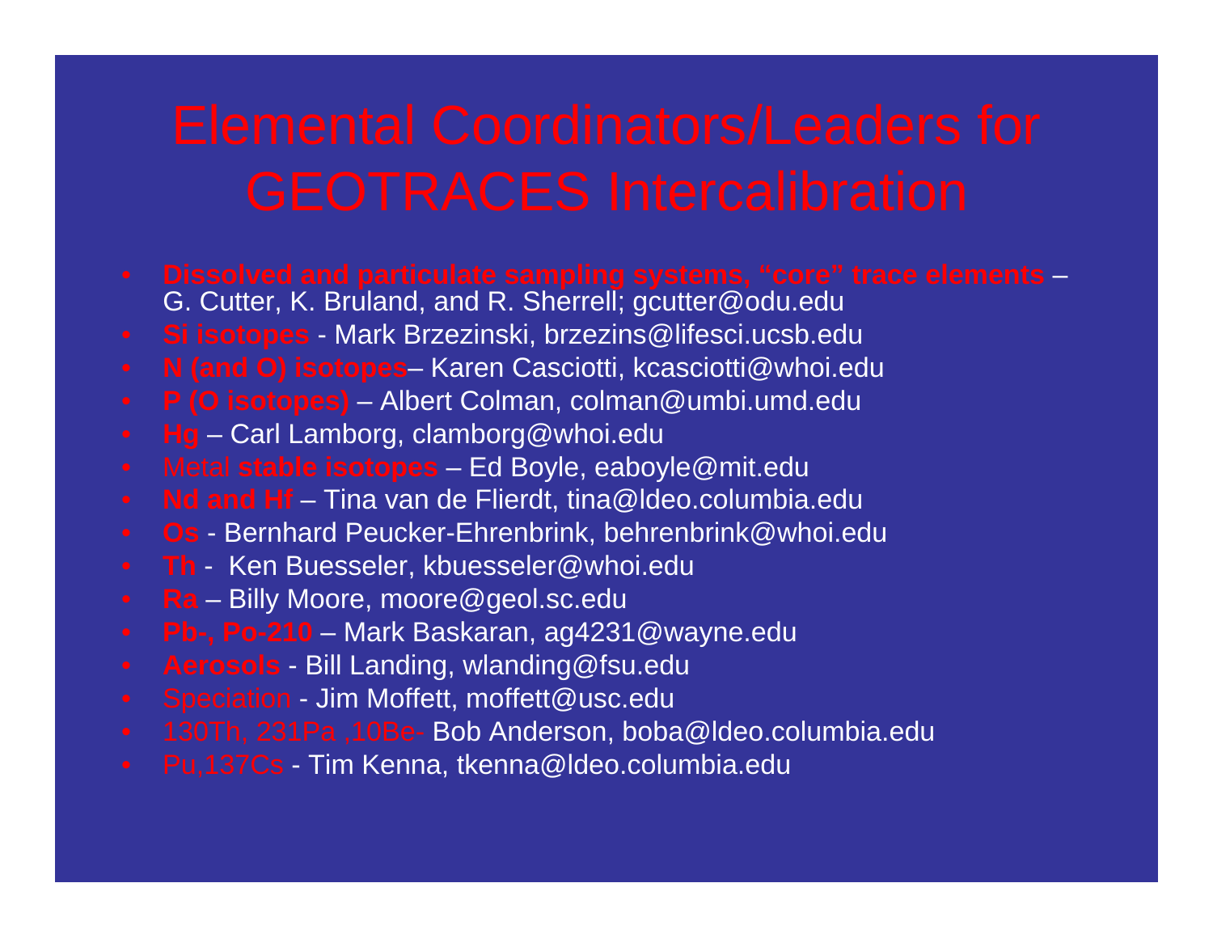# Elemental Coordinators/Leaders for GEOTRACES Intercalibration

- **Dissolved and particulate sampling systems, "core" trace elements** – G. Cutter, K. Bruland, and R. Sherrell; gcutter@odu.edu
- **Si isotopes** - Mark Brzezinski, brzezins@lifesci.ucsb.edu
- **N (and O) isotopes**– Karen Casciotti, kcasciotti@whoi.edu
- **P (O isotopes)** – Albert Colman, colman@umbi.umd.edu
- **Hg** – Carl Lamborg, clamborg@whoi.edu
- Metal **stable isotopes** – Ed Boyle, eaboyle@mit.edu
- **Nd and Hf** – Tina van de Flierdt, tina@ldeo.columbia.edu
- **Os** - Bernhard Peucker-Ehrenbrink, behrenbrink@whoi.edu
- **Th** - Ken Buesseler, kbuesseler@whoi.edu
- **Ra** – Billy Moore, moore@geol.sc.edu
- **Pb-, Po-210** – Mark Baskaran, ag4231@wayne.edu
- **Aerosols** - Bill Landing, wlanding@fsu.edu
- Speciation - Jim Moffett, moffett@usc.edu
- 130Th, 231Pa ,10Be- Bob Anderson, boba@ldeo.columbia.edu
- Pu,137Cs - Tim Kenna, tkenna@ldeo.columbia.edu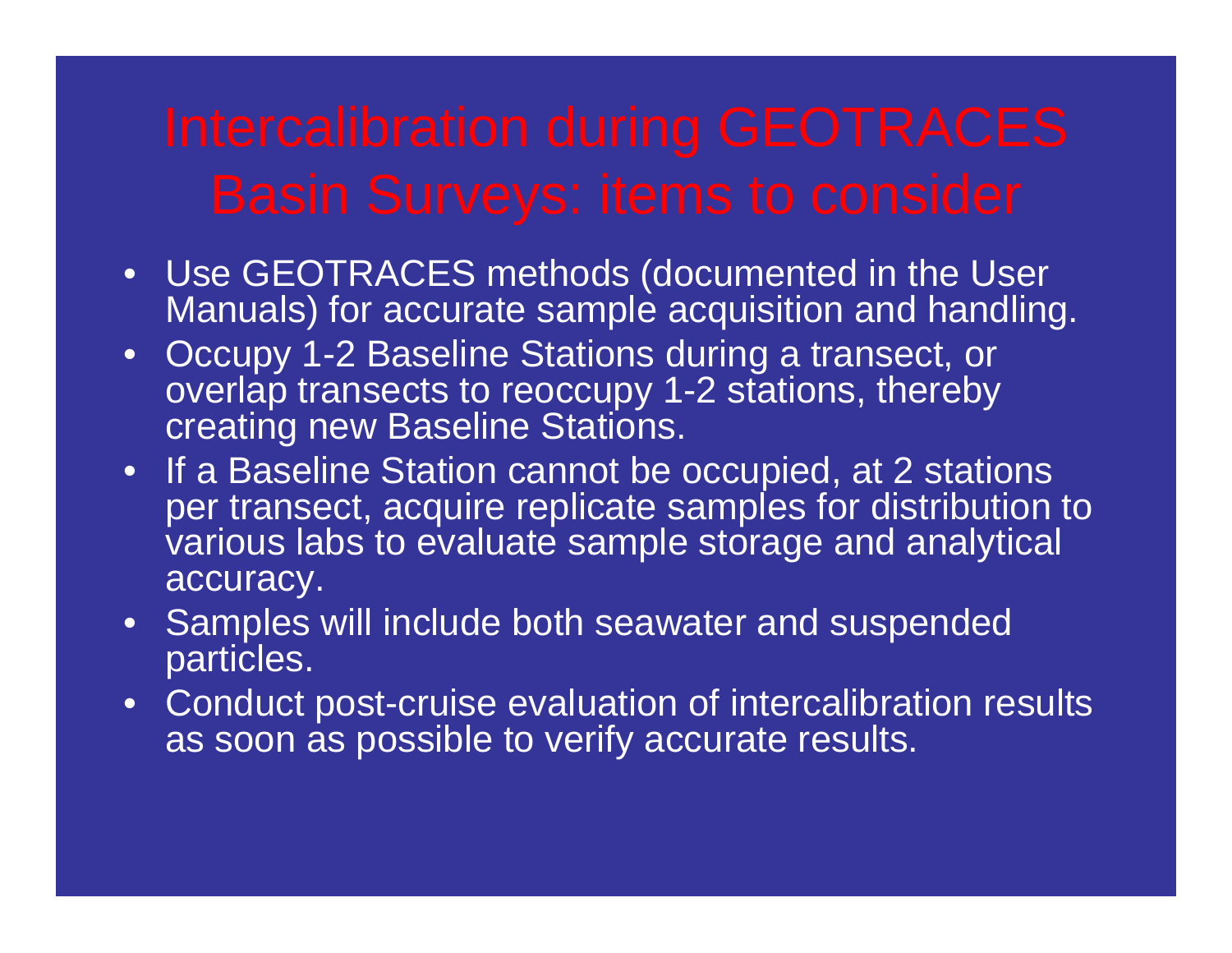# Intercalibration during GEOTRACES Basin Surveys: items to consider

- Use GEOTRACES methods (documented in the User Manuals) for accurate sample acquisition and handling.
- Occupy 1-2 Baseline Stations during a transect, or overlap transects to reoccupy 1-2 stations, thereby creating new Baseline Stations.
- If a Baseline Station cannot be occupied, at 2 stations per transect, acquire replicate samples for distribution to various labs to evaluate sample storage and analytical accuracy.
- Samples will include both seawater and suspended particles.
- Conduct post-cruise evaluation of intercalibration results as soon as possible to verify accurate results.